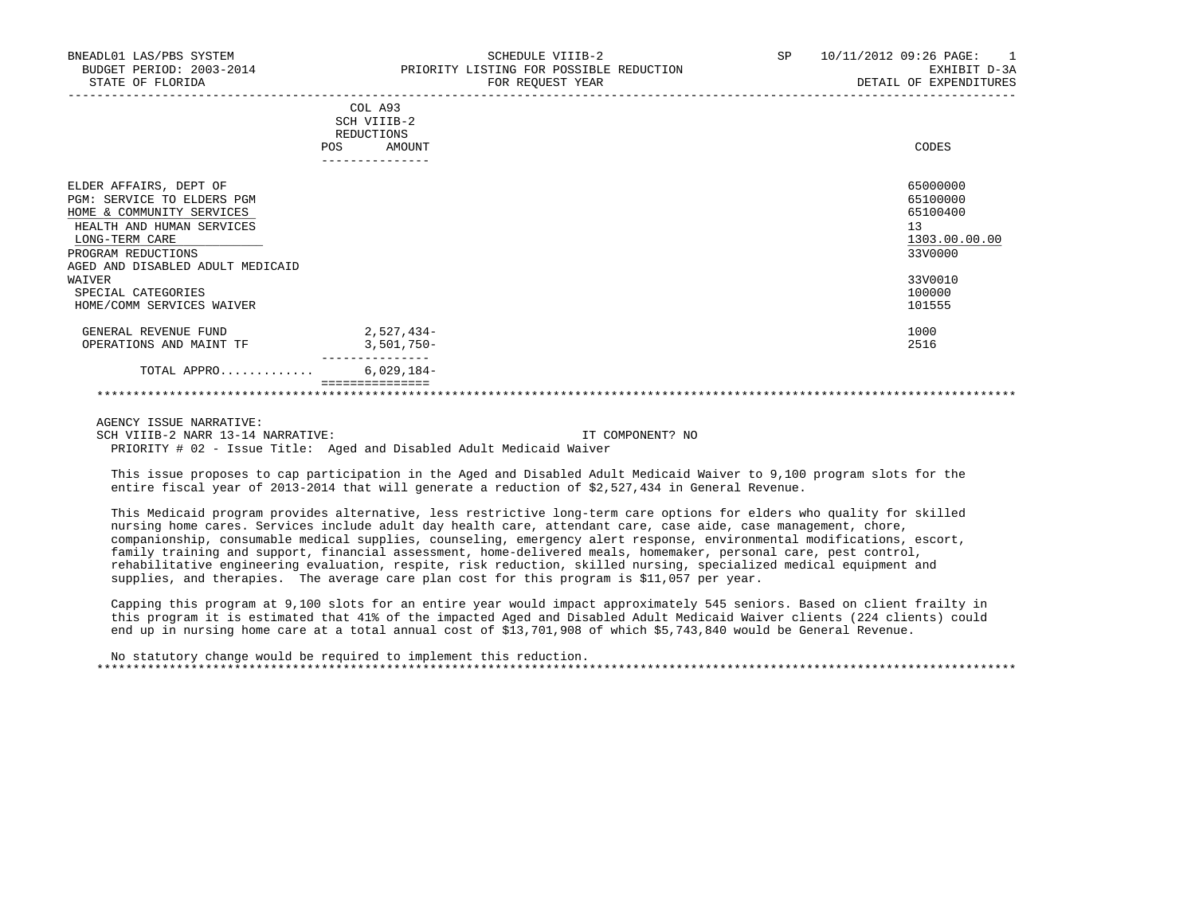BNEADL01 LAS/PBS SYSTEM — SCHEDULE VIIIB-2 — SP 10/11/2012 09:26
BUDGET PERIOD: 2003-2014 — PRIORITY LISTING FOR POSSIBLE REDUCTION — EXHIBIT D-3A
STATE OF FLORIDA — FOR REQUEST YEAR — DETAIL OF EXPENDITURES

| | COL A93 SCH VIIIB-2 REDUCTIONS POS | AMOUNT | CODES |
|---|---|---|---|
| ELDER AFFAIRS, DEPT OF | | | 65000000 |
| PGM: SERVICE TO ELDERS PGM | | | 65100000 |
| HOME & COMMUNITY SERVICES | | | 65100400 |
| HEALTH AND HUMAN SERVICES | | | 13 |
| LONG-TERM CARE | | | 1303.00.00.00 |
| PROGRAM REDUCTIONS | | | 33V0000 |
| AGED AND DISABLED ADULT MEDICAID WAIVER | | | 33V0010 |
| SPECIAL CATEGORIES | | | 100000 |
| HOME/COMM SERVICES WAIVER | | | 101555 |
| GENERAL REVENUE FUND | | 2,527,434- | 1000 |
| OPERATIONS AND MAINT TF | | 3,501,750- | 2516 |
| TOTAL APPRO............ | | 6,029,184- | |

AGENCY ISSUE NARRATIVE:

SCH VIIIB-2 NARR 13-14 NARRATIVE: IT COMPONENT? NO

PRIORITY # 02 - Issue Title: Aged and Disabled Adult Medicaid Waiver

This issue proposes to cap participation in the Aged and Disabled Adult Medicaid Waiver to 9,100 program slots for the entire fiscal year of 2013-2014 that will generate a reduction of $2,527,434 in General Revenue.

This Medicaid program provides alternative, less restrictive long-term care options for elders who quality for skilled nursing home cares. Services include adult day health care, attendant care, case aide, case management, chore, companionship, consumable medical supplies, counseling, emergency alert response, environmental modifications, escort, family training and support, financial assessment, home-delivered meals, homemaker, personal care, pest control, rehabilitative engineering evaluation, respite, risk reduction, skilled nursing, specialized medical equipment and supplies, and therapies. The average care plan cost for this program is $11,057 per year.

Capping this program at 9,100 slots for an entire year would impact approximately 545 seniors. Based on client frailty in this program it is estimated that 41% of the impacted Aged and Disabled Adult Medicaid Waiver clients (224 clients) could end up in nursing home care at a total annual cost of $13,701,908 of which $5,743,840 would be General Revenue.

No statutory change would be required to implement this reduction.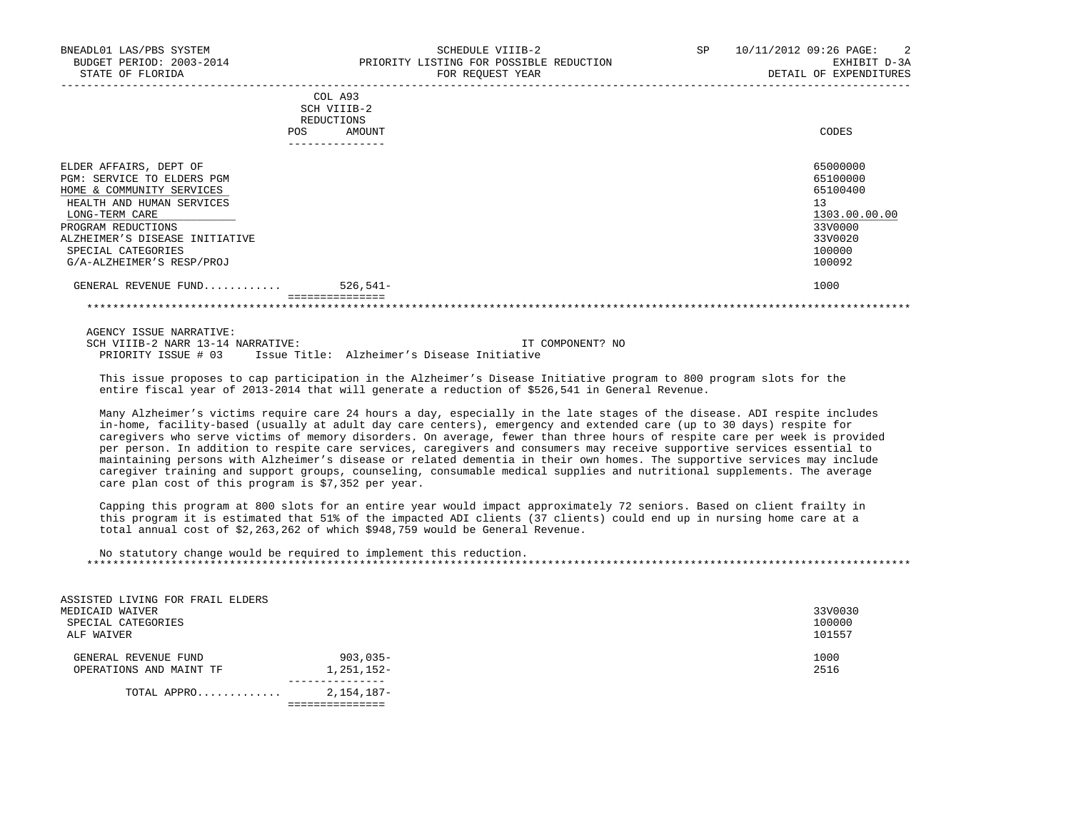| | COL A93 SCH VIIIB-2 REDUCTIONS | | |
|---|---|---|---|
| | POS | AMOUNT | CODES |
| ELDER AFFAIRS, DEPT OF | | | 65000000 |
| PGM: SERVICE TO ELDERS PGM | | | 65100000 |
| HOME & COMMUNITY SERVICES | | | 65100400 |
| HEALTH AND HUMAN SERVICES | | | 13 |
| LONG-TERM CARE | | | 1303.00.00.00 |
| PROGRAM REDUCTIONS | | | 33V0000 |
| ALZHEIMER'S DISEASE INITIATIVE | | | 33V0020 |
| SPECIAL CATEGORIES | | | 100000 |
| G/A-ALZHEIMER'S RESP/PROJ | | | 100092 |
| GENERAL REVENUE FUND........... | | 526,541- | 1000 |

AGENCY ISSUE NARRATIVE:
SCH VIIIB-2 NARR 13-14 NARRATIVE: IT COMPONENT? NO
PRIORITY ISSUE # 03 Issue Title: Alzheimer's Disease Initiative

This issue proposes to cap participation in the Alzheimer's Disease Initiative program to 800 program slots for the entire fiscal year of 2013-2014 that will generate a reduction of $526,541 in General Revenue.

Many Alzheimer's victims require care 24 hours a day, especially in the late stages of the disease. ADI respite includes in-home, facility-based (usually at adult day care centers), emergency and extended care (up to 30 days) respite for caregivers who serve victims of memory disorders. On average, fewer than three hours of respite care per week is provided per person. In addition to respite care services, caregivers and consumers may receive supportive services essential to maintaining persons with Alzheimer's disease or related dementia in their own homes. The supportive services may include caregiver training and support groups, counseling, consumable medical supplies and nutritional supplements. The average care plan cost of this program is $7,352 per year.

Capping this program at 800 slots for an entire year would impact approximately 72 seniors. Based on client frailty in this program it is estimated that 51% of the impacted ADI clients (37 clients) could end up in nursing home care at a total annual cost of $2,263,262 of which $948,759 would be General Revenue.

No statutory change would be required to implement this reduction.

| | POS | AMOUNT | CODES |
|---|---|---|---|
| ASSISTED LIVING FOR FRAIL ELDERS | | | |
| MEDICAID WAIVER | | | 33V0030 |
| SPECIAL CATEGORIES | | | 100000 |
| ALF WAIVER | | | 101557 |
| GENERAL REVENUE FUND | | 903,035- | 1000 |
| OPERATIONS AND MAINT TF | | 1,251,152- | 2516 |
| TOTAL APPRO............ | | 2,154,187- | |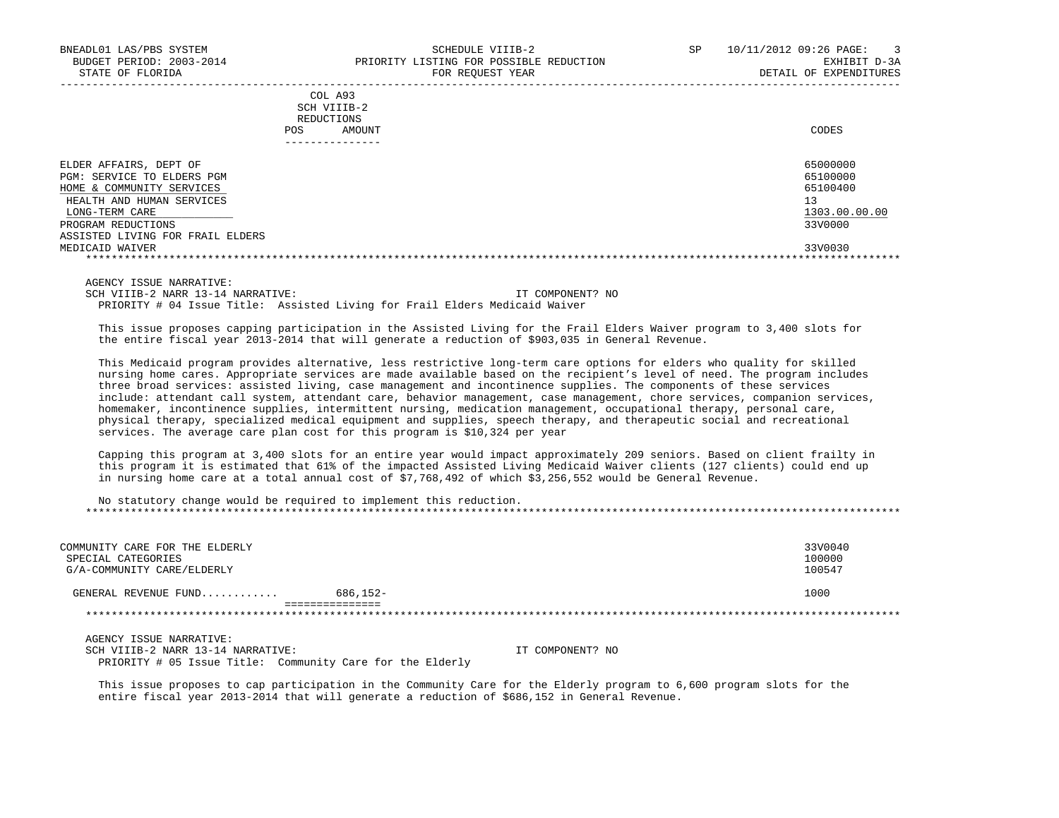COL A93
SCH VIIIB-2
REDUCTIONS

| | POS | AMOUNT | CODES |
|---|---|---|---|
| ELDER AFFAIRS, DEPT OF | | | 65000000 |
| PGM: SERVICE TO ELDERS PGM | | | 65100000 |
| HOME & COMMUNITY SERVICES | | | 65100400 |
| HEALTH AND HUMAN SERVICES | | | 13 |
| LONG-TERM CARE | | | 1303.00.00.00 |
| PROGRAM REDUCTIONS | | | 33V0000 |
| ASSISTED LIVING FOR FRAIL ELDERS MEDICAID WAIVER | | | 33V0030 |

AGENCY ISSUE NARRATIVE:
SCH VIIIB-2 NARR 13-14 NARRATIVE: IT COMPONENT? NO
PRIORITY # 04 Issue Title: Assisted Living for Frail Elders Medicaid Waiver

This issue proposes capping participation in the Assisted Living for the Frail Elders Waiver program to 3,400 slots for the entire fiscal year 2013-2014 that will generate a reduction of $903,035 in General Revenue.

This Medicaid program provides alternative, less restrictive long-term care options for elders who quality for skilled nursing home cares. Appropriate services are made available based on the recipient's level of need. The program includes three broad services: assisted living, case management and incontinence supplies. The components of these services include: attendant call system, attendant care, behavior management, case management, chore services, companion services, homemaker, incontinence supplies, intermittent nursing, medication management, occupational therapy, personal care, physical therapy, specialized medical equipment and supplies, speech therapy, and therapeutic social and recreational services. The average care plan cost for this program is $10,324 per year

Capping this program at 3,400 slots for an entire year would impact approximately 209 seniors. Based on client frailty in this program it is estimated that 61% of the impacted Assisted Living Medicaid Waiver clients (127 clients) could end up in nursing home care at a total annual cost of $7,768,492 of which $3,256,552 would be General Revenue.

No statutory change would be required to implement this reduction.

| | POS | AMOUNT | CODES |
|---|---|---|---|
| COMMUNITY CARE FOR THE ELDERLY | | | 33V0040 |
| SPECIAL CATEGORIES | | | 100000 |
| G/A-COMMUNITY CARE/ELDERLY | | | 100547 |
| GENERAL REVENUE FUND............ | | 686,152- | 1000 |

AGENCY ISSUE NARRATIVE:
SCH VIIIB-2 NARR 13-14 NARRATIVE: IT COMPONENT? NO
PRIORITY # 05 Issue Title: Community Care for the Elderly

This issue proposes to cap participation in the Community Care for the Elderly program to 6,600 program slots for the entire fiscal year 2013-2014 that will generate a reduction of $686,152 in General Revenue.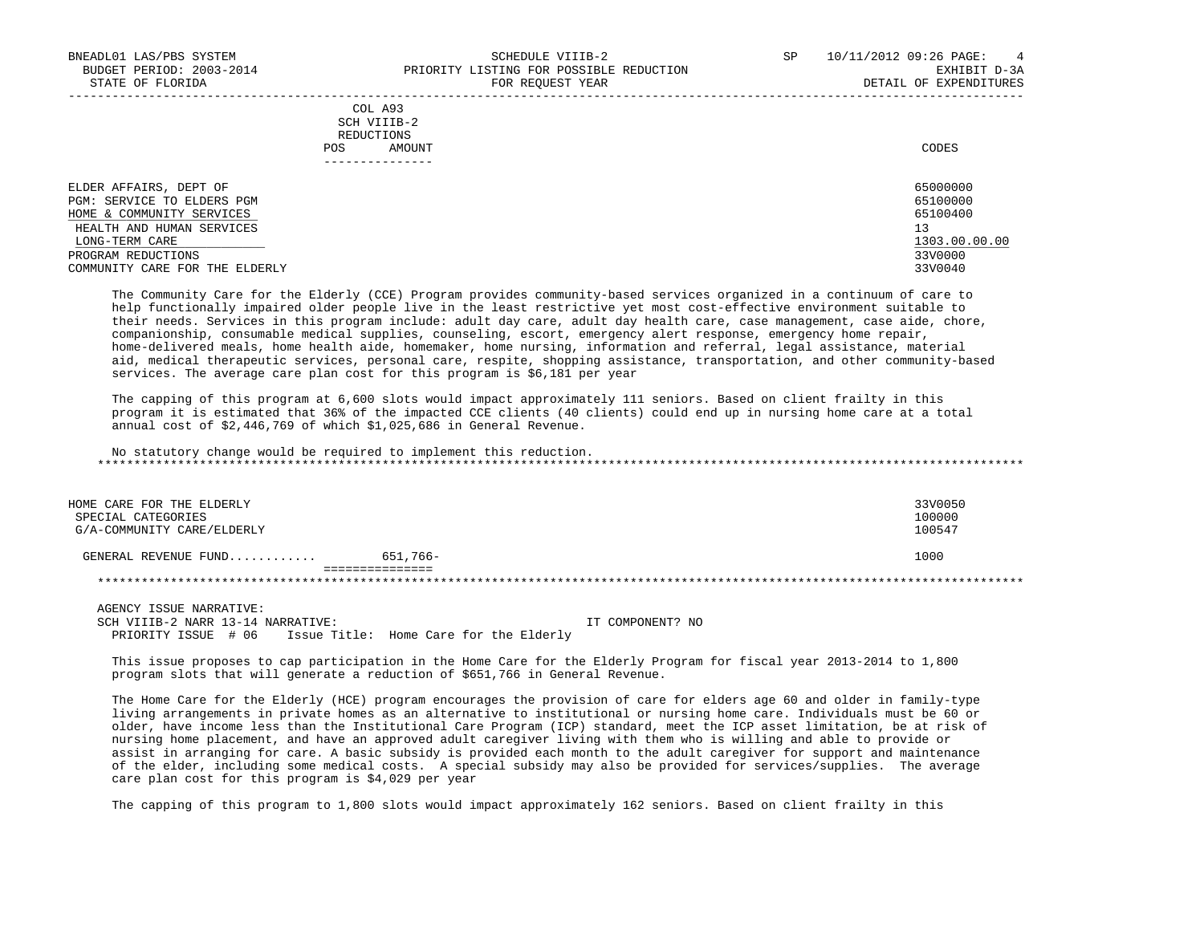| | COL A93 SCH VIIIB-2 REDUCTIONS | | |
|---|---|---|---|
| | POS | AMOUNT | CODES |
| ELDER AFFAIRS, DEPT OF | | | 65000000 |
| PGM: SERVICE TO ELDERS PGM | | | 65100000 |
| HOME & COMMUNITY SERVICES | | | 65100400 |
| HEALTH AND HUMAN SERVICES | | | 13 |
| LONG-TERM CARE | | | 1303.00.00.00 |
| PROGRAM REDUCTIONS | | | 33V0000 |
| COMMUNITY CARE FOR THE ELDERLY | | | 33V0040 |

The Community Care for the Elderly (CCE) Program provides community-based services organized in a continuum of care to help functionally impaired older people live in the least restrictive yet most cost-effective environment suitable to their needs. Services in this program include: adult day care, adult day health care, case management, case aide, chore, companionship, consumable medical supplies, counseling, escort, emergency alert response, emergency home repair, home-delivered meals, home health aide, homemaker, home nursing, information and referral, legal assistance, material aid, medical therapeutic services, personal care, respite, shopping assistance, transportation, and other community-based services. The average care plan cost for this program is $6,181 per year

The capping of this program at 6,600 slots would impact approximately 111 seniors. Based on client frailty in this program it is estimated that 36% of the impacted CCE clients (40 clients) could end up in nursing home care at a total annual cost of $2,446,769 of which $1,025,686 in General Revenue.

No statutory change would be required to implement this reduction.

*******************************************************************************************************************************

| | | | |
|---|---|---|---|
| HOME CARE FOR THE ELDERLY | | | 33V0050 |
| SPECIAL CATEGORIES | | | 100000 |
| G/A-COMMUNITY CARE/ELDERLY | | | 100547 |
| GENERAL REVENUE FUND............ | | 651,766- | 1000 |

*******************************************************************************************************************************

AGENCY ISSUE NARRATIVE:
SCH VIIIB-2 NARR 13-14 NARRATIVE: IT COMPONENT? NO
PRIORITY ISSUE # 06 Issue Title: Home Care for the Elderly

This issue proposes to cap participation in the Home Care for the Elderly Program for fiscal year 2013-2014 to 1,800 program slots that will generate a reduction of $651,766 in General Revenue.

The Home Care for the Elderly (HCE) program encourages the provision of care for elders age 60 and older in family-type living arrangements in private homes as an alternative to institutional or nursing home care. Individuals must be 60 or older, have income less than the Institutional Care Program (ICP) standard, meet the ICP asset limitation, be at risk of nursing home placement, and have an approved adult caregiver living with them who is willing and able to provide or assist in arranging for care. A basic subsidy is provided each month to the adult caregiver for support and maintenance of the elder, including some medical costs. A special subsidy may also be provided for services/supplies. The average care plan cost for this program is $4,029 per year

The capping of this program to 1,800 slots would impact approximately 162 seniors. Based on client frailty in this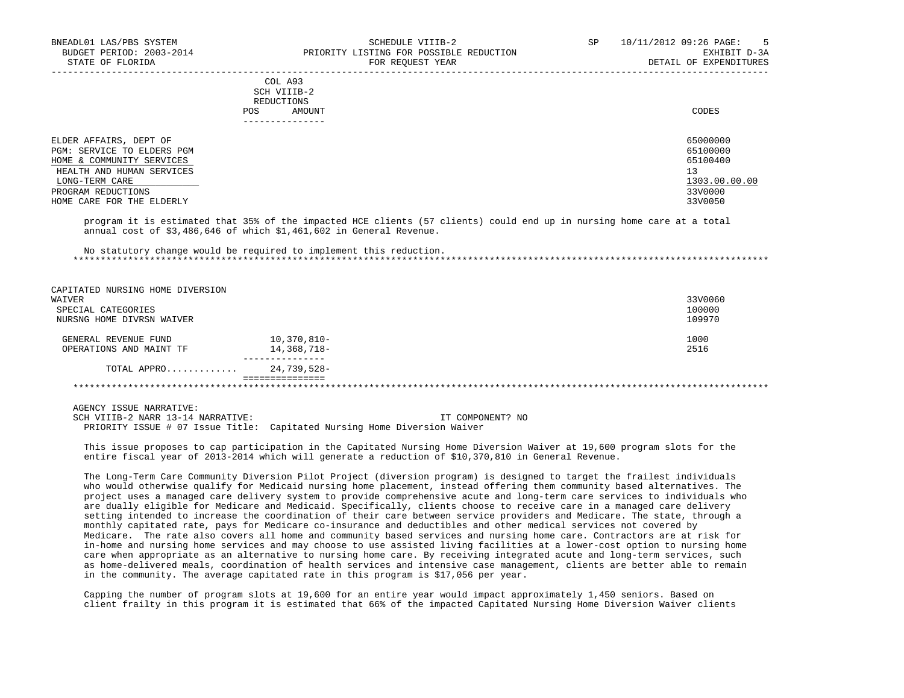| | COL A93 SCH VIIIB-2 REDUCTIONS POS AMOUNT | CODES |
|---|---|---|
| ELDER AFFAIRS, DEPT OF | | 65000000 |
| PGM: SERVICE TO ELDERS PGM | | 65100000 |
| HOME & COMMUNITY SERVICES | | 65100400 |
| HEALTH AND HUMAN SERVICES | | 13 |
| LONG-TERM CARE | | 1303.00.00.00 |
| PROGRAM REDUCTIONS | | 33V0000 |
| HOME CARE FOR THE ELDERLY | | 33V0050 |

program it is estimated that 35% of the impacted HCE clients (57 clients) could end up in nursing home care at a total annual cost of $3,486,646 of which $1,461,602 in General Revenue.

No statutory change would be required to implement this reduction.

******************************************************************************************************************************

| | AMOUNT | CODES |
|---|---|---|
| CAPITATED NURSING HOME DIVERSION WAIVER | | 33V0060 |
| SPECIAL CATEGORIES | | 100000 |
| NURSNG HOME DIVRSN WAIVER | | 109970 |
| GENERAL REVENUE FUND | 10,370,810- | 1000 |
| OPERATIONS AND MAINT TF | 14,368,718- | 2516 |
| TOTAL APPRO............ | 24,739,528- | |

******************************************************************************************************************************

AGENCY ISSUE NARRATIVE:

SCH VIIIB-2 NARR 13-14 NARRATIVE: IT COMPONENT? NO

PRIORITY ISSUE # 07 Issue Title: Capitated Nursing Home Diversion Waiver

This issue proposes to cap participation in the Capitated Nursing Home Diversion Waiver at 19,600 program slots for the entire fiscal year of 2013-2014 which will generate a reduction of $10,370,810 in General Revenue.

The Long-Term Care Community Diversion Pilot Project (diversion program) is designed to target the frailest individuals who would otherwise qualify for Medicaid nursing home placement, instead offering them community based alternatives. The project uses a managed care delivery system to provide comprehensive acute and long-term care services to individuals who are dually eligible for Medicare and Medicaid. Specifically, clients choose to receive care in a managed care delivery setting intended to increase the coordination of their care between service providers and Medicare. The state, through a monthly capitated rate, pays for Medicare co-insurance and deductibles and other medical services not covered by Medicare. The rate also covers all home and community based services and nursing home care. Contractors are at risk for in-home and nursing home services and may choose to use assisted living facilities at a lower-cost option to nursing home care when appropriate as an alternative to nursing home care. By receiving integrated acute and long-term services, such as home-delivered meals, coordination of health services and intensive case management, clients are better able to remain in the community. The average capitated rate in this program is $17,056 per year.

Capping the number of program slots at 19,600 for an entire year would impact approximately 1,450 seniors. Based on client frailty in this program it is estimated that 66% of the impacted Capitated Nursing Home Diversion Waiver clients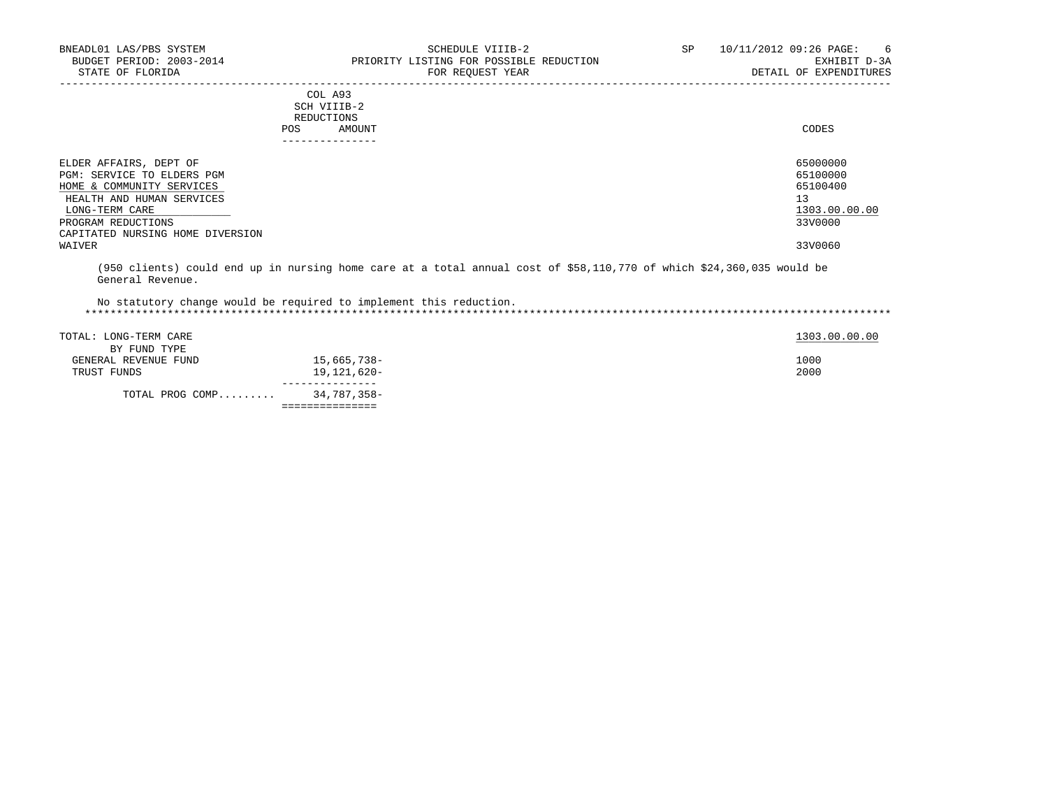| | COL A93 SCH VIIIB-2 REDUCTIONS POS AMOUNT | CODES |
|---|---|---|
| ELDER AFFAIRS, DEPT OF | | 65000000 |
| PGM: SERVICE TO ELDERS PGM | | 65100000 |
| HOME & COMMUNITY SERVICES | | 65100400 |
| HEALTH AND HUMAN SERVICES | | 13 |
| LONG-TERM CARE | | 1303.00.00.00 |
| PROGRAM REDUCTIONS | | 33V0000 |
| CAPITATED NURSING HOME DIVERSION WAIVER | | 33V0060 |

(950 clients) could end up in nursing home care at a total annual cost of $58,110,770 of which $24,360,035 would be General Revenue.

No statutory change would be required to implement this reduction.

************************************************************************************************************************************

| TOTAL: LONG-TERM CARE | | 1303.00.00.00 |
|---|---|---|
| BY FUND TYPE | | |
| GENERAL REVENUE FUND | 15,665,738- | 1000 |
| TRUST FUNDS | 19,121,620- | 2000 |
| TOTAL PROG COMP......... | 34,787,358- | |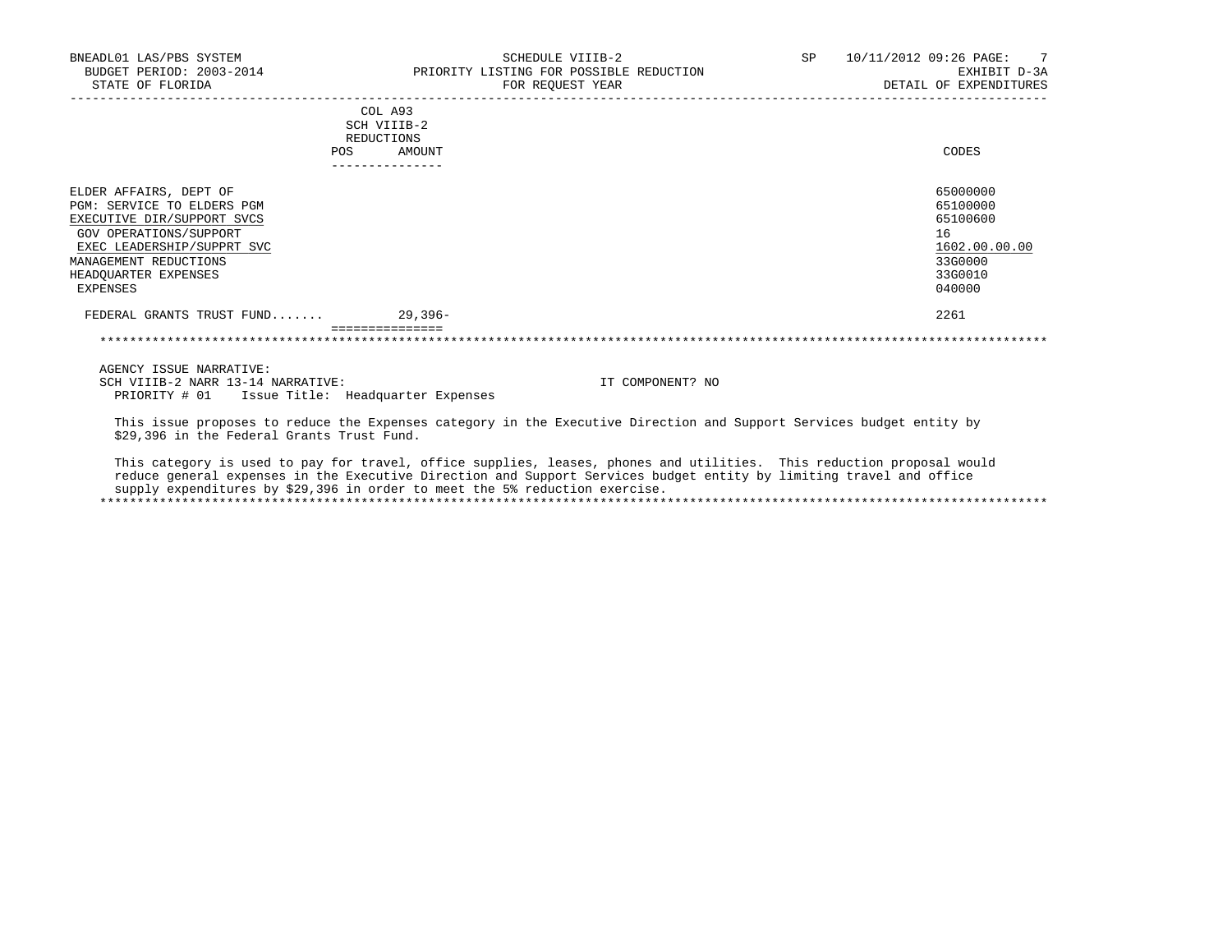BNEADL01 LAS/PBS SYSTEM
BUDGET PERIOD: 2003-2014
STATE OF FLORIDA

SCHEDULE VIIIB-2
PRIORITY LISTING FOR POSSIBLE REDUCTION
FOR REQUEST YEAR

SP 10/11/2012 09:26
EXHIBIT D-3A
DETAIL OF EXPENDITURES

| | COL A93 SCH VIIIB-2 REDUCTIONS POS | AMOUNT | CODES |
|---|---|---|---|
| ELDER AFFAIRS, DEPT OF | | | 65000000 |
| PGM: SERVICE TO ELDERS PGM | | | 65100000 |
| EXECUTIVE DIR/SUPPORT SVCS | | | 65100600 |
| GOV OPERATIONS/SUPPORT | | | 16 |
| EXEC LEADERSHIP/SUPPRT SVC | | | 1602.00.00.00 |
| MANAGEMENT REDUCTIONS | | | 33G0000 |
| HEADQUARTER EXPENSES | | | 33G0010 |
| EXPENSES | | | 040000 |
| FEDERAL GRANTS TRUST FUND....... | | 29,396- | 2261 |

AGENCY ISSUE NARRATIVE:
SCH VIIIB-2 NARR 13-14 NARRATIVE: IT COMPONENT? NO
PRIORITY # 01 Issue Title: Headquarter Expenses

This issue proposes to reduce the Expenses category in the Executive Direction and Support Services budget entity by $29,396 in the Federal Grants Trust Fund.

This category is used to pay for travel, office supplies, leases, phones and utilities. This reduction proposal would reduce general expenses in the Executive Direction and Support Services budget entity by limiting travel and office supply expenditures by $29,396 in order to meet the 5% reduction exercise.